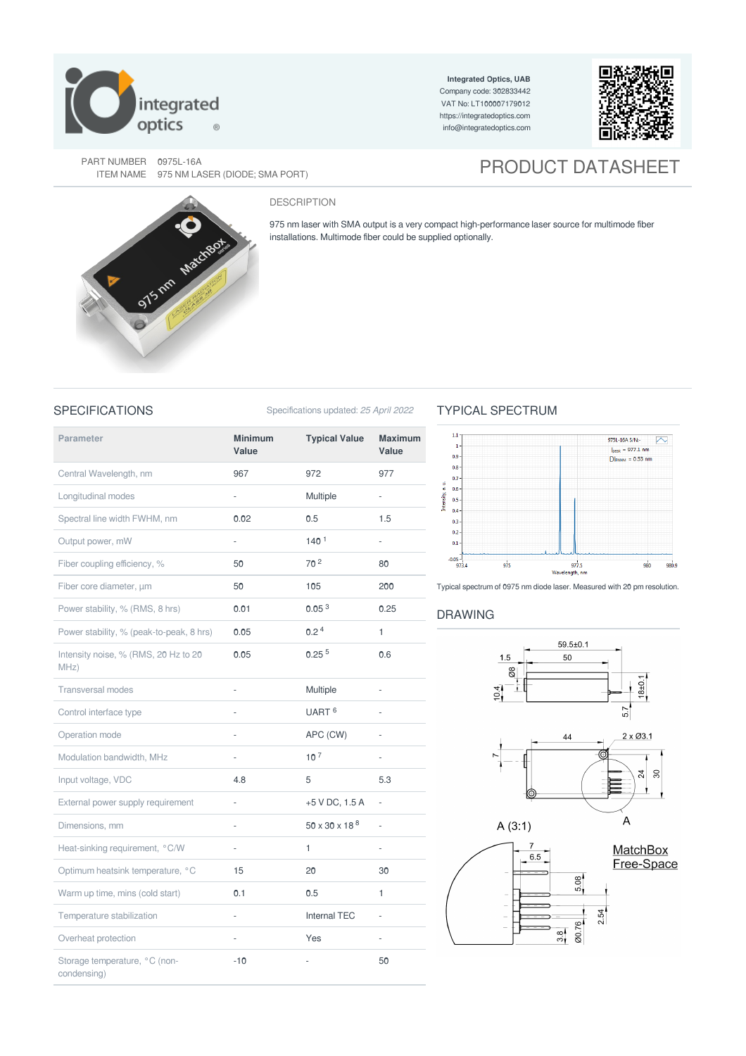Integrated Optics, UAB
Company code: 302833442
VAT No: LT100007179012
https://integratedoptics.com
info@integratedoptics.com

PART NUMBER 0975L-16A
ITEM NAME 975 NM LASER (DIODE; SMA PORT)

# PRODUCT DATASHEET

## DESCRIPTION

975 nm laser with SMA output is a very compact high-performance laser source for multimode fiber installations. Multimode fiber could be supplied optionally.

## SPECIFICATIONS

Specifications updated: *25 April 2022*

| Parameter | Minimum Value | Typical Value | Maximum Value |
|---|---|---|---|
| Central Wavelength, nm | 967 | 972 | 977 |
| Longitudinal modes | - | Multiple | - |
| Spectral line width FWHM, nm | 0.02 | 0.5 | 1.5 |
| Output power, mW | - | 140 [1] | - |
| Fiber coupling efficiency, % | 50 | 70 [2] | 80 |
| Fiber core diameter, µm | 50 | 105 | 200 |
| Power stability, % (RMS, 8 hrs) | 0.01 | 0.05 [3] | 0.25 |
| Power stability, % (peak-to-peak, 8 hrs) | 0.05 | 0.2 [4] | 1 |
| Intensity noise, % (RMS, 20 Hz to 20 MHz) | 0.05 | 0.25 [5] | 0.6 |
| Transversal modes | - | Multiple | - |
| Control interface type | - | UART [6] | - |
| Operation mode | - | APC (CW) | - |
| Modulation bandwidth, MHz | - | 10 [7] | - |
| Input voltage, VDC | 4.8 | 5 | 5.3 |
| External power supply requirement | - | +5 V DC, 1.5 A | - |
| Dimensions, mm | - | 50 x 30 x 18 [8] | - |
| Heat-sinking requirement, °C/W | - | 1 | - |
| Optimum heatsink temperature, °C | 15 | 20 | 30 |
| Warm up time, mins (cold start) | 0.1 | 0.5 | 1 |
| Temperature stabilization | - | Internal TEC | - |
| Overheat protection | - | Yes | - |
| Storage temperature, °C (non-condensing) | -10 | - | 50 |

## TYPICAL SPECTRUM

Typical spectrum of 0975 nm diode laser. Measured with 20 pm resolution.

## DRAWING

MatchBox Free-Space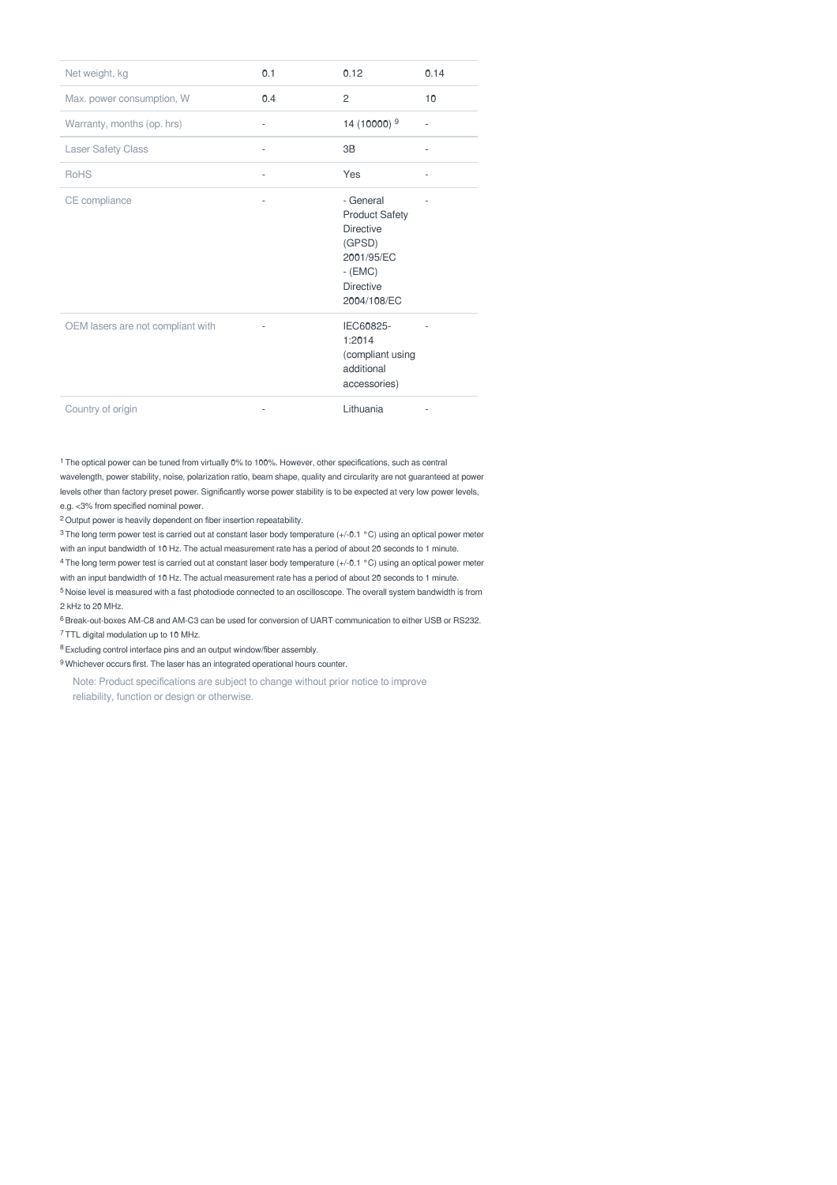| | | | |
|---|---|---|---|
| Net weight, kg | 0.1 | 0.12 | 0.14 |
| Max. power consumption, W | 0.4 | 2 | 10 |
| Warranty, months (op. hrs) | - | 14 (10000) [9] | - |
| Laser Safety Class | - | 3B | - |
| RoHS | - | Yes | - |
| CE compliance | - | - General Product Safety Directive (GPSD) 2001/95/EC<br>- (EMC) Directive 2004/108/EC | - |
| OEM lasers are not compliant with | - | IEC60825-1:2014 (compliant using additional accessories) | - |
| Country of origin | - | Lithuania | - |

[1] The optical power can be tuned from virtually 0% to 100%. However, other specifications, such as central wavelength, power stability, noise, polarization ratio, beam shape, quality and circularity are not guaranteed at power levels other than factory preset power. Significantly worse power stability is to be expected at very low power levels, e.g. <3% from specified nominal power.

[2] Output power is heavily dependent on fiber insertion repeatability.

[3] The long term power test is carried out at constant laser body temperature (+/-0.1 °C) using an optical power meter with an input bandwidth of 10 Hz. The actual measurement rate has a period of about 20 seconds to 1 minute.

[4] The long term power test is carried out at constant laser body temperature (+/-0.1 °C) using an optical power meter with an input bandwidth of 10 Hz. The actual measurement rate has a period of about 20 seconds to 1 minute.

[5] Noise level is measured with a fast photodiode connected to an oscilloscope. The overall system bandwidth is from 2 kHz to 20 MHz.

[6] Break-out-boxes AM-C8 and AM-C3 can be used for conversion of UART communication to either USB or RS232.

[7] TTL digital modulation up to 10 MHz.

[8] Excluding control interface pins and an output window/fiber assembly.

[9] Whichever occurs first. The laser has an integrated operational hours counter.

Note: Product specifications are subject to change without prior notice to improve reliability, function or design or otherwise.